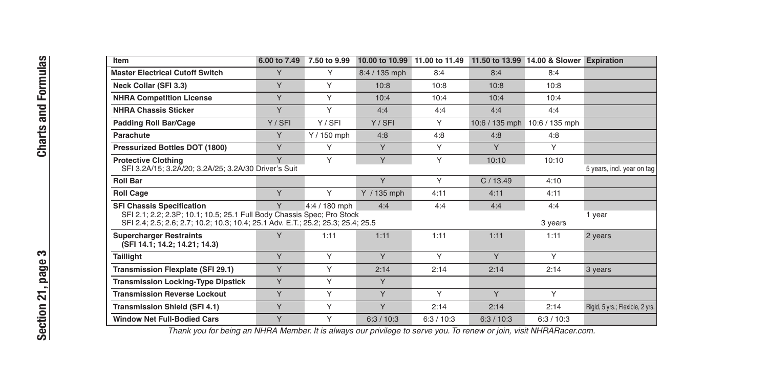| Item | 6.00 to 7.49 | 7.50 to 9.99 | 10.00 to 10.99 | 11.00 to 11.49 | 11.50 to 13.99 | 14.00 & Slower | Expiration |
|---|---|---|---|---|---|---|---|
| **Master Electrical Cutoff Switch** | Y | Y | 8:4 / 135 mph | 8:4 | 8:4 | 8:4 | |
| **Neck Collar (SFI 3.3)** | Y | Y | 10:8 | 10:8 | 10:8 | 10:8 | |
| **NHRA Competition License** | Y | Y | 10:4 | 10:4 | 10:4 | 10:4 | |
| **NHRA Chassis Sticker** | Y | Y | 4:4 | 4:4 | 4:4 | 4:4 | |
| **Padding Roll Bar/Cage** | Y / SFI | Y / SFI | Y / SFI | Y | 10:6 / 135 mph | 10:6 / 135 mph | |
| **Parachute** | Y | Y / 150 mph | 4:8 | 4:8 | 4:8 | 4:8 | |
| **Pressurized Bottles DOT (1800)** | Y | Y | Y | Y | Y | Y | |
| **Protective Clothing** SFI 3.2A/15; 3.2A/20; 3.2A/25; 3.2A/30 Driver's Suit | Y | Y | Y | Y | 10:10 | 10:10 | 5 years, incl. year on tag |
| **Roll Bar** | | | Y | Y | C / 13.49 | 4:10 | |
| **Roll Cage** | Y | Y | Y / 135 mph | 4:11 | 4:11 | 4:11 | |
| **SFI Chassis Specification** | Y | 4:4 / 180 mph | 4:4 | 4:4 | 4:4 | 4:4 | |
| SFI 2.1; 2.2; 2.3P; 10.1; 10.5; 25.1 Full Body Chassis Spec; Pro Stock | | | | | | | 1 year |
| SFI 2.4; 2.5; 2.6; 2.7; 10.2; 10.3; 10.4; 25.1 Adv. E.T.; 25.2; 25.3; 25.4; 25.5 | | | | | | 3 years | |
| **Supercharger Restraints (SFI 14.1; 14.2; 14.21; 14.3)** | Y | 1:11 | 1:11 | 1:11 | 1:11 | 1:11 | 2 years |
| **Taillight** | Y | Y | Y | Y | Y | Y | |
| **Transmission Flexplate (SFI 29.1)** | Y | Y | 2:14 | 2:14 | 2:14 | 2:14 | 3 years |
| **Transmission Locking-Type Dipstick** | Y | Y | Y | | | | |
| **Transmission Reverse Lockout** | Y | Y | Y | Y | Y | Y | |
| **Transmission Shield (SFI 4.1)** | Y | Y | Y | 2:14 | 2:14 | 2:14 | Rigid, 5 yrs.; Flexible, 2 yrs. |
| **Window Net Full-Bodied Cars** | Y | Y | 6:3 / 10:3 | 6:3 / 10:3 | 6:3 / 10:3 | 6:3 / 10:3 | |

*Thank you for being an NHRA Member. It is always our privilege to serve you. To renew or join, visit NHRARacer.com.*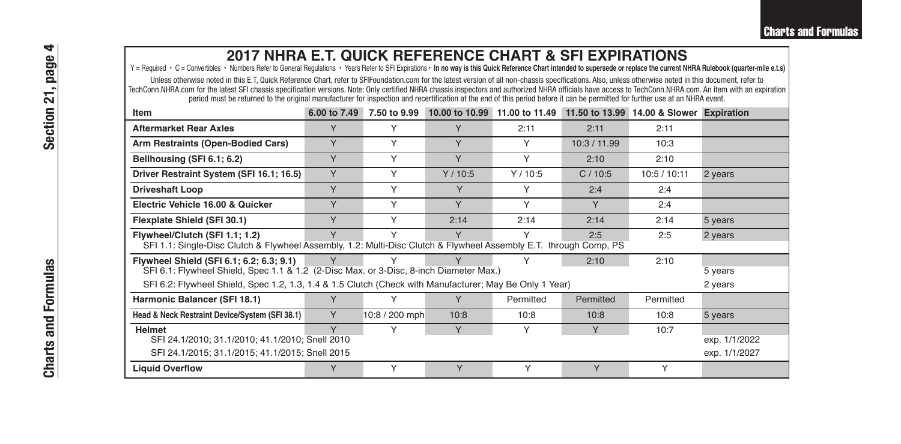# 2017 NHRA E.T. QUICK REFERENCE CHART & SFI EXPIRATIONS

Y = Required • C = Convertibles • Numbers Refer to General Regulations • Years Refer to SFI Expirations • **In no way is this Quick Reference Chart intended to supersede or replace the current NHRA Rulebook (quarter-mile e.t.s)**

Unless otherwise noted in this E.T. Quick Reference Chart, refer to SFIFoundation.com for the latest version of all non-chassis specifications. Also, unless otherwise noted in this document, refer to TechConn.NHRA.com for the latest SFI chassis specification versions. Note: Only certified NHRA chassis inspectors and authorized NHRA officials have access to TechConn.NHRA.com. An item with an expiration period must be returned to the original manufacturer for inspection and recertification at the end of this period before it can be permitted for further use at an NHRA event.

| Item | 6.00 to 7.49 | 7.50 to 9.99 | 10.00 to 10.99 | 11.00 to 11.49 | 11.50 to 13.99 | 14.00 & Slower | Expiration |
|---|---|---|---|---|---|---|---|
| **Aftermarket Rear Axles** | Y | Y | Y | 2:11 | 2:11 | 2:11 | |
| **Arm Restraints (Open-Bodied Cars)** | Y | Y | Y | Y | 10:3 / 11.99 | 10:3 | |
| **Bellhousing (SFI 6.1; 6.2)** | Y | Y | Y | Y | 2:10 | 2:10 | |
| **Driver Restraint System (SFI 16.1; 16.5)** | Y | Y | Y / 10:5 | Y / 10:5 | C / 10:5 | 10:5 / 10:11 | 2 years |
| **Driveshaft Loop** | Y | Y | Y | Y | 2:4 | 2:4 | |
| **Electric Vehicle 16.00 & Quicker** | Y | Y | Y | Y | Y | 2:4 | |
| **Flexplate Shield (SFI 30.1)** | Y | Y | 2:14 | 2:14 | 2:14 | 2:14 | 5 years |
| **Flywheel/Clutch (SFI 1.1; 1.2)** | Y | Y | Y | Y | 2:5 | 2:5 | 2 years |
| SFI 1.1: Single-Disc Clutch & Flywheel Assembly, 1.2: Multi-Disc Clutch & Flywheel Assembly E.T. through Comp, PS | | | | | | | |
| **Flywheel Shield (SFI 6.1; 6.2; 6.3; 9.1)** | Y | Y | Y | Y | 2:10 | 2:10 | |
| SFI 6.1: Flywheel Shield, Spec 1.1 & 1.2 (2-Disc Max. or 3-Disc, 8-inch Diameter Max.) | | | | | | | 5 years |
| SFI 6.2: Flywheel Shield, Spec 1.2, 1.3, 1.4 & 1.5 Clutch (Check with Manufacturer; May Be Only 1 Year) | | | | | | | 2 years |
| **Harmonic Balancer (SFI 18.1)** | Y | Y | Y | Permitted | Permitted | Permitted | |
| **Head & Neck Restraint Device/System (SFI 38.1)** | Y | 10:8 / 200 mph | 10:8 | 10:8 | 10:8 | 10:8 | 5 years |
| **Helmet** | Y | Y | Y | Y | Y | 10:7 | |
| SFI 24.1/2010; 31.1/2010; 41.1/2010; Snell 2010 | | | | | | | exp. 1/1/2022 |
| SFI 24.1/2015; 31.1/2015; 41.1/2015; Snell 2015 | | | | | | | exp. 1/1/2027 |
| **Liquid Overflow** | Y | Y | Y | Y | Y | Y | |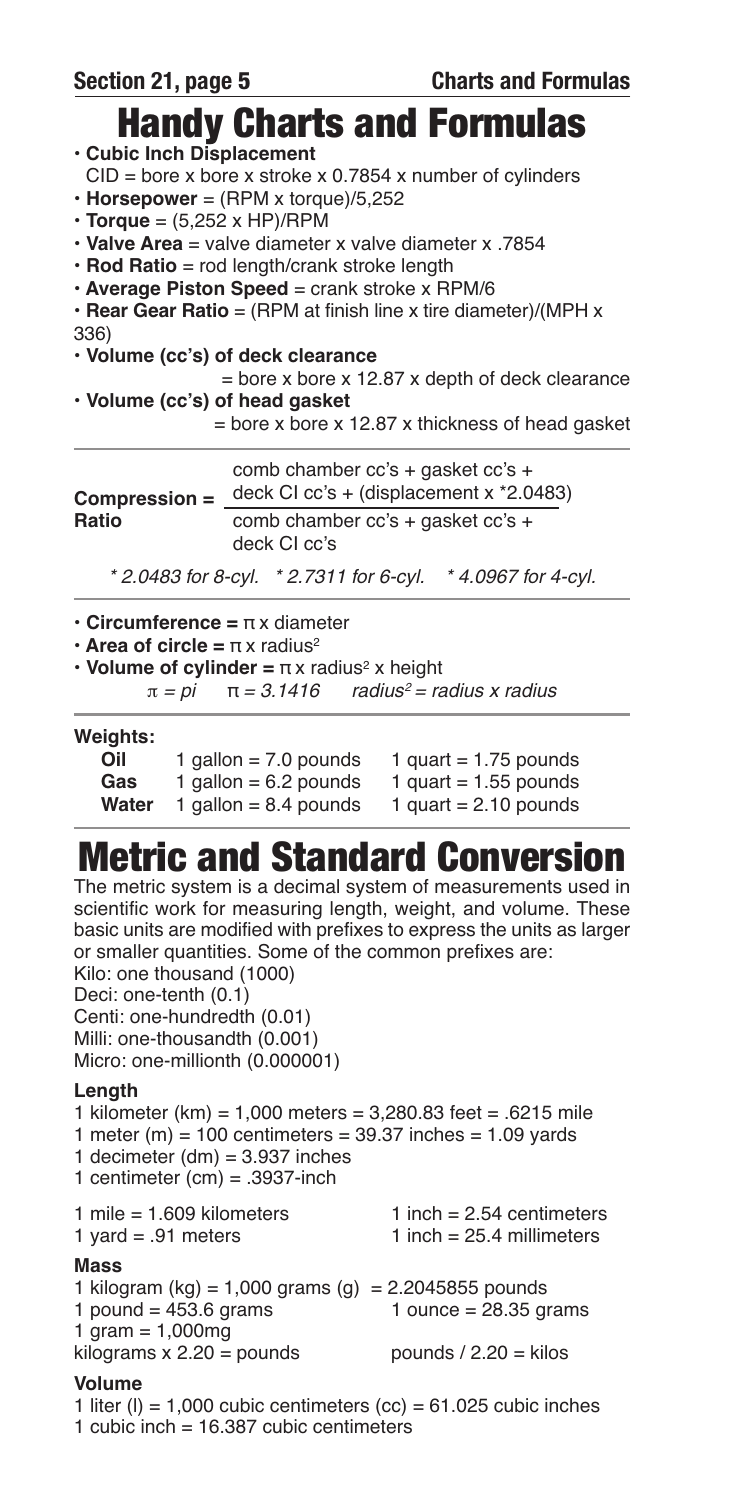# Handy Charts and Formulas

- **Cubic Inch Displacement**
  CID = bore x bore x stroke x 0.7854 x number of cylinders
- **Horsepower** = (RPM x torque)/5,252
- **Torque** = (5,252 x HP)/RPM
- **Valve Area** = valve diameter x valve diameter x .7854
- **Rod Ratio** = rod length/crank stroke length
- **Average Piston Speed** = crank stroke x RPM/6
- **Rear Gear Ratio** = (RPM at finish line x tire diameter)/(MPH x 336)
- **Volume (cc's) of deck clearance**
  = bore x bore x 12.87 x depth of deck clearance
- **Volume (cc's) of head gasket**
  = bore x bore x 12.87 x thickness of head gasket

---

$$\textbf{Compression Ratio} = \frac{\text{comb chamber cc's + gasket cc's + deck Cl cc's + (displacement x *2.0483)}}{\text{comb chamber cc's + gasket cc's + deck Cl cc's}}$$

*\* 2.0483 for 8-cyl. \* 2.7311 for 6-cyl. \* 4.0967 for 4-cyl.*

---

- **Circumference =** $\pi$ x diameter
- **Area of circle =** $\pi$ x radius$^2$
- **Volume of cylinder =** $\pi$ x radius$^2$ x height

  *$\pi$ = pi   $\pi$ = 3.1416   radius$^2$ = radius x radius*

---

**Weights:**

| | | |
|---|---|---|
| **Oil** | 1 gallon = 7.0 pounds | 1 quart = 1.75 pounds |
| **Gas** | 1 gallon = 6.2 pounds | 1 quart = 1.55 pounds |
| **Water** | 1 gallon = 8.4 pounds | 1 quart = 2.10 pounds |

# Metric and Standard Conversion

The metric system is a decimal system of measurements used in scientific work for measuring length, weight, and volume. These basic units are modified with prefixes to express the units as larger or smaller quantities. Some of the common prefixes are:

Kilo: one thousand (1000)
Deci: one-tenth (0.1)
Centi: one-hundredth (0.01)
Milli: one-thousandth (0.001)
Micro: one-millionth (0.000001)

### Length

1 kilometer (km) = 1,000 meters = 3,280.83 feet = .6215 mile
1 meter (m) = 100 centimeters = 39.37 inches = 1.09 yards
1 decimeter (dm) = 3.937 inches
1 centimeter (cm) = .3937-inch

1 mile = 1.609 kilometers    1 inch = 2.54 centimeters
1 yard = .91 meters    1 inch = 25.4 millimeters

### Mass

1 kilogram (kg) = 1,000 grams (g) = 2.2045855 pounds
1 pound = 453.6 grams    1 ounce = 28.35 grams
1 gram = 1,000mg
kilograms x 2.20 = pounds    pounds / 2.20 = kilos

### Volume

1 liter (l) = 1,000 cubic centimeters (cc) = 61.025 cubic inches
1 cubic inch = 16.387 cubic centimeters